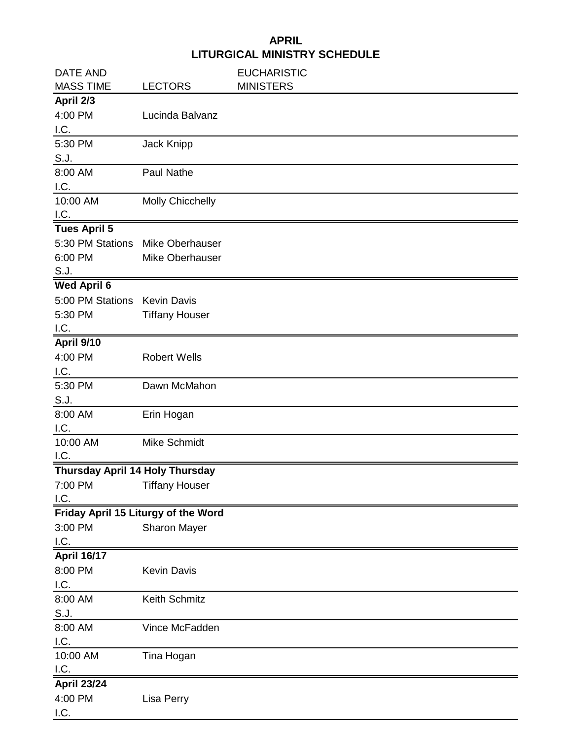# APRIL
## LITURGICAL MINISTRY SCHEDULE

| DATE AND MASS TIME | LECTORS | EUCHARISTIC MINISTERS |
|---|---|---|
| **April 2/3** | | |
| 4:00 PM I.C. | Lucinda Balvanz | |
| 5:30 PM S.J. | Jack Knipp | |
| 8:00 AM I.C. | Paul Nathe | |
| 10:00 AM I.C. | Molly Chicchelly | |
| **Tues April 5** | | |
| 5:30 PM Stations | Mike Oberhauser | |
| 6:00 PM S.J. | Mike Oberhauser | |
| **Wed April 6** | | |
| 5:00 PM Stations | Kevin Davis | |
| 5:30 PM I.C. | Tiffany Houser | |
| **April 9/10** | | |
| 4:00 PM I.C. | Robert Wells | |
| 5:30 PM S.J. | Dawn McMahon | |
| 8:00 AM I.C. | Erin Hogan | |
| 10:00 AM I.C. | Mike Schmidt | |
| **Thursday April 14 Holy Thursday** | | |
| 7:00 PM I.C. | Tiffany Houser | |
| **Friday April 15 Liturgy of the Word** | | |
| 3:00 PM I.C. | Sharon Mayer | |
| **April 16/17** | | |
| 8:00 PM I.C. | Kevin Davis | |
| 8:00 AM S.J. | Keith Schmitz | |
| 8:00 AM I.C. | Vince McFadden | |
| 10:00 AM I.C. | Tina Hogan | |
| **April 23/24** | | |
| 4:00 PM I.C. | Lisa Perry | |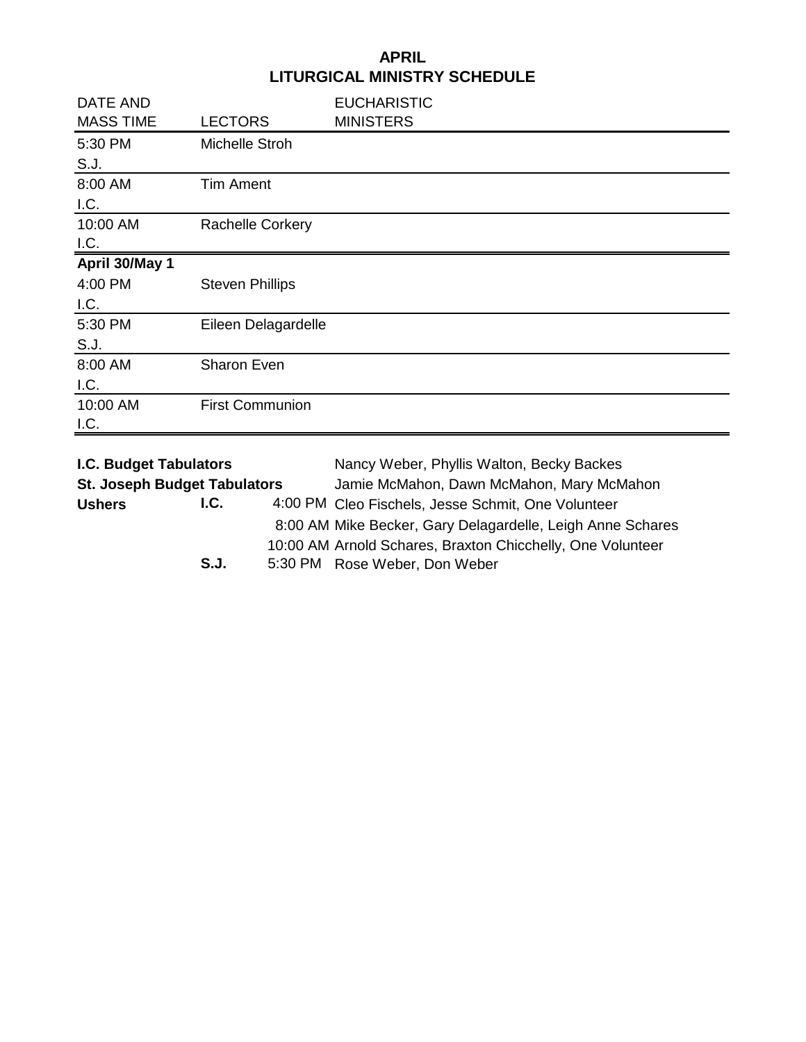**APRIL**
**LITURGICAL MINISTRY SCHEDULE**

| DATE AND MASS TIME | LECTORS | EUCHARISTIC MINISTERS |
|---|---|---|
| 5:30 PM S.J. | Michelle Stroh | |
| 8:00 AM I.C. | Tim Ament | |
| 10:00 AM I.C. | Rachelle Corkery | |
| **April 30/May 1** | | |
| 4:00 PM I.C. | Steven Phillips | |
| 5:30 PM S.J. | Eileen Delagardelle | |
| 8:00 AM I.C. | Sharon Even | |
| 10:00 AM I.C. | First Communion | |

| | | | |
|---|---|---|---|
| **I.C. Budget Tabulators** | | | Nancy Weber, Phyllis Walton, Becky Backes |
| **St. Joseph Budget Tabulators** | | | Jamie McMahon, Dawn McMahon, Mary McMahon |
| **Ushers** | **I.C.** | 4:00 PM | Cleo Fischels, Jesse Schmit, One Volunteer |
| | | 8:00 AM | Mike Becker, Gary Delagardelle, Leigh Anne Schares |
| | | 10:00 AM | Arnold Schares, Braxton Chicchelly, One Volunteer |
| | **S.J.** | 5:30 PM | Rose Weber, Don Weber |